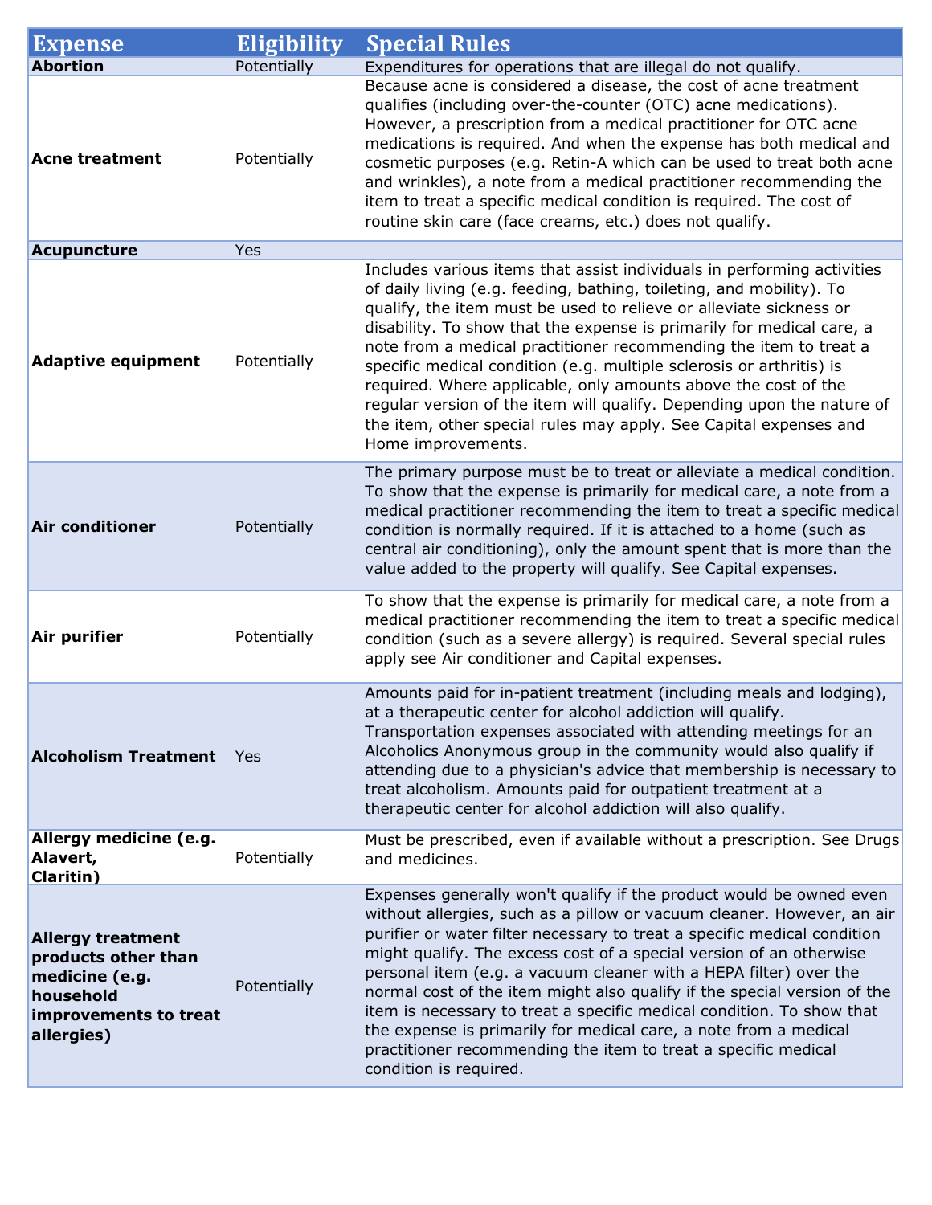| Expense | Eligibility | Special Rules |
|---|---|---|
| **Abortion** | Potentially | Expenditures for operations that are illegal do not qualify. |
| **Acne treatment** | Potentially | Because acne is considered a disease, the cost of acne treatment qualifies (including over-the-counter (OTC) acne medications). However, a prescription from a medical practitioner for OTC acne medications is required. And when the expense has both medical and cosmetic purposes (e.g. Retin-A which can be used to treat both acne and wrinkles), a note from a medical practitioner recommending the item to treat a specific medical condition is required. The cost of routine skin care (face creams, etc.) does not qualify. |
| **Acupuncture** | Yes | |
| **Adaptive equipment** | Potentially | Includes various items that assist individuals in performing activities of daily living (e.g. feeding, bathing, toileting, and mobility). To qualify, the item must be used to relieve or alleviate sickness or disability. To show that the expense is primarily for medical care, a note from a medical practitioner recommending the item to treat a specific medical condition (e.g. multiple sclerosis or arthritis) is required. Where applicable, only amounts above the cost of the regular version of the item will qualify. Depending upon the nature of the item, other special rules may apply. See Capital expenses and Home improvements. |
| **Air conditioner** | Potentially | The primary purpose must be to treat or alleviate a medical condition. To show that the expense is primarily for medical care, a note from a medical practitioner recommending the item to treat a specific medical condition is normally required. If it is attached to a home (such as central air conditioning), only the amount spent that is more than the value added to the property will qualify. See Capital expenses. |
| **Air purifier** | Potentially | To show that the expense is primarily for medical care, a note from a medical practitioner recommending the item to treat a specific medical condition (such as a severe allergy) is required. Several special rules apply see Air conditioner and Capital expenses. |
| **Alcoholism Treatment** | Yes | Amounts paid for in-patient treatment (including meals and lodging), at a therapeutic center for alcohol addiction will qualify. Transportation expenses associated with attending meetings for an Alcoholics Anonymous group in the community would also qualify if attending due to a physician's advice that membership is necessary to treat alcoholism. Amounts paid for outpatient treatment at a therapeutic center for alcohol addiction will also qualify. |
| **Allergy medicine (e.g. Alavert, Claritin)** | Potentially | Must be prescribed, even if available without a prescription. See Drugs and medicines. |
| **Allergy treatment products other than medicine (e.g. household improvements to treat allergies)** | Potentially | Expenses generally won't qualify if the product would be owned even without allergies, such as a pillow or vacuum cleaner. However, an air purifier or water filter necessary to treat a specific medical condition might qualify. The excess cost of a special version of an otherwise personal item (e.g. a vacuum cleaner with a HEPA filter) over the normal cost of the item might also qualify if the special version of the item is necessary to treat a specific medical condition. To show that the expense is primarily for medical care, a note from a medical practitioner recommending the item to treat a specific medical condition is required. |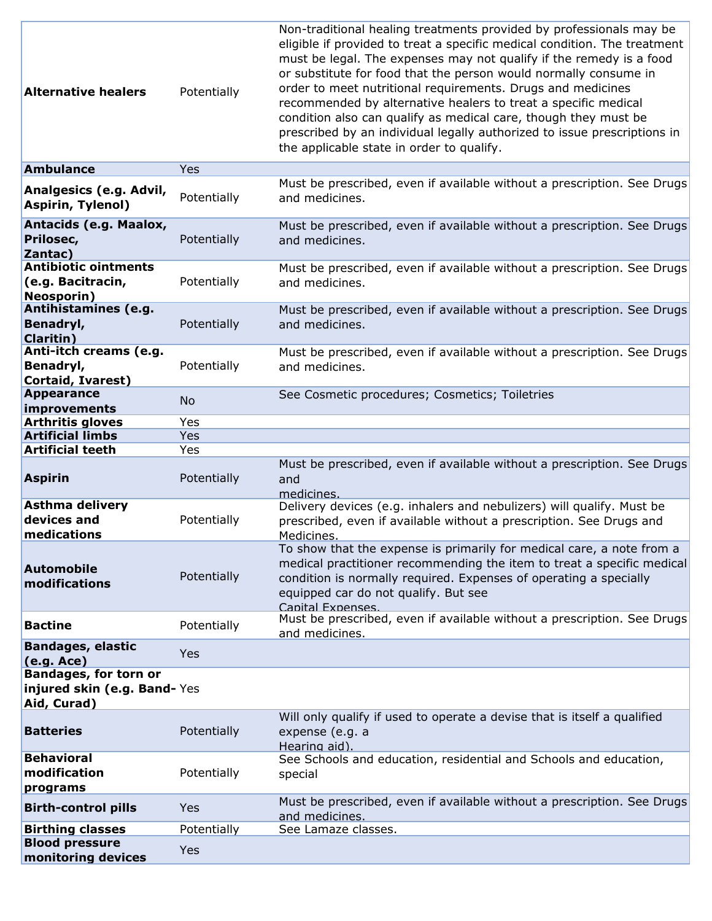| | | |
|---|---|---|
| **Alternative healers** | Potentially | Non-traditional healing treatments provided by professionals may be eligible if provided to treat a specific medical condition. The treatment must be legal. The expenses may not qualify if the remedy is a food or substitute for food that the person would normally consume in order to meet nutritional requirements. Drugs and medicines recommended by alternative healers to treat a specific medical condition also can qualify as medical care, though they must be prescribed by an individual legally authorized to issue prescriptions in the applicable state in order to qualify. |
| **Ambulance** | Yes | |
| **Analgesics (e.g. Advil, Aspirin, Tylenol)** | Potentially | Must be prescribed, even if available without a prescription. See Drugs and medicines. |
| **Antacids (e.g. Maalox, Prilosec, Zantac)** | Potentially | Must be prescribed, even if available without a prescription. See Drugs and medicines. |
| **Antibiotic ointments (e.g. Bacitracin, Neosporin)** | Potentially | Must be prescribed, even if available without a prescription. See Drugs and medicines. |
| **Antihistamines (e.g. Benadryl, Claritin)** | Potentially | Must be prescribed, even if available without a prescription. See Drugs and medicines. |
| **Anti-itch creams (e.g. Benadryl, Cortaid, Ivarest)** | Potentially | Must be prescribed, even if available without a prescription. See Drugs and medicines. |
| **Appearance improvements** | No | See Cosmetic procedures; Cosmetics; Toiletries |
| **Arthritis gloves** | Yes | |
| **Artificial limbs** | Yes | |
| **Artificial teeth** | Yes | |
| **Aspirin** | Potentially | Must be prescribed, even if available without a prescription. See Drugs and medicines. |
| **Asthma delivery devices and medications** | Potentially | Delivery devices (e.g. inhalers and nebulizers) will qualify. Must be prescribed, even if available without a prescription. See Drugs and Medicines. |
| **Automobile modifications** | Potentially | To show that the expense is primarily for medical care, a note from a medical practitioner recommending the item to treat a specific medical condition is normally required. Expenses of operating a specially equipped car do not qualify. But see Capital Expenses. |
| **Bactine** | Potentially | Must be prescribed, even if available without a prescription. See Drugs and medicines. |
| **Bandages, elastic (e.g. Ace)** | Yes | |
| **Bandages, for torn or injured skin (e.g. Band-Aid, Curad)** | Yes | |
| **Batteries** | Potentially | Will only qualify if used to operate a devise that is itself a qualified expense (e.g. a Hearing aid). |
| **Behavioral modification programs** | Potentially | See Schools and education, residential and Schools and education, special |
| **Birth-control pills** | Yes | Must be prescribed, even if available without a prescription. See Drugs and medicines. |
| **Birthing classes** | Potentially | See Lamaze classes. |
| **Blood pressure monitoring devices** | Yes | |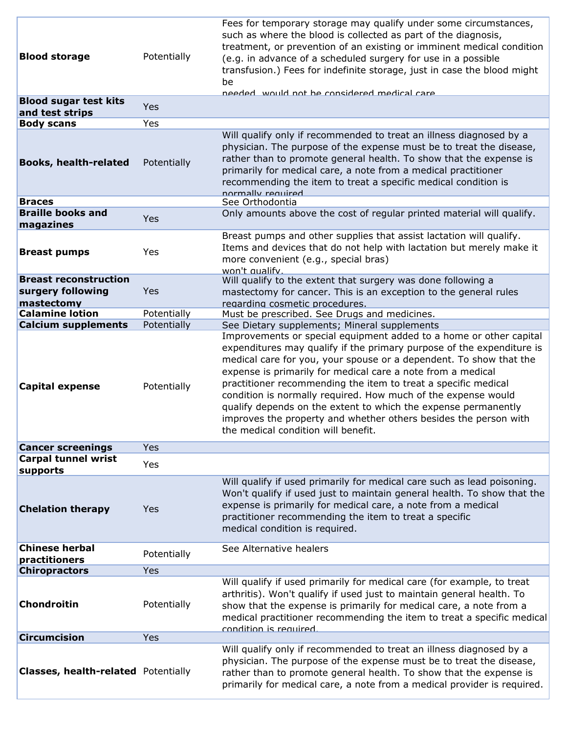| | | |
|---|---|---|
| **Blood storage** | Potentially | Fees for temporary storage may qualify under some circumstances, such as where the blood is collected as part of the diagnosis, treatment, or prevention of an existing or imminent medical condition (e.g. in advance of a scheduled surgery for use in a possible transfusion.) Fees for indefinite storage, just in case the blood might be needed, would not be considered medical care. |
| **Blood sugar test kits and test strips** | Yes | |
| **Body scans** | Yes | |
| **Books, health-related** | Potentially | Will qualify only if recommended to treat an illness diagnosed by a physician. The purpose of the expense must be to treat the disease, rather than to promote general health. To show that the expense is primarily for medical care, a note from a medical practitioner recommending the item to treat a specific medical condition is normally required. |
| **Braces** | | See Orthodontia |
| **Braille books and magazines** | Yes | Only amounts above the cost of regular printed material will qualify. |
| **Breast pumps** | Yes | Breast pumps and other supplies that assist lactation will qualify. Items and devices that do not help with lactation but merely make it more convenient (e.g., special bras) won't qualify. |
| **Breast reconstruction surgery following mastectomy** | Yes | Will qualify to the extent that surgery was done following a mastectomy for cancer. This is an exception to the general rules regarding cosmetic procedures. |
| **Calamine lotion** | Potentially | Must be prescribed. See Drugs and medicines. |
| **Calcium supplements** | Potentially | See Dietary supplements; Mineral supplements |
| **Capital expense** | Potentially | Improvements or special equipment added to a home or other capital expenditures may qualify if the primary purpose of the expenditure is medical care for you, your spouse or a dependent. To show that the expense is primarily for medical care a note from a medical practitioner recommending the item to treat a specific medical condition is normally required. How much of the expense would qualify depends on the extent to which the expense permanently improves the property and whether others besides the person with the medical condition will benefit. |
| **Cancer screenings** | Yes | |
| **Carpal tunnel wrist supports** | Yes | |
| **Chelation therapy** | Yes | Will qualify if used primarily for medical care such as lead poisoning. Won't qualify if used just to maintain general health. To show that the expense is primarily for medical care, a note from a medical practitioner recommending the item to treat a specific medical condition is required. |
| **Chinese herbal practitioners** | Potentially | See Alternative healers |
| **Chiropractors** | Yes | |
| **Chondroitin** | Potentially | Will qualify if used primarily for medical care (for example, to treat arthritis). Won't qualify if used just to maintain general health. To show that the expense is primarily for medical care, a note from a medical practitioner recommending the item to treat a specific medical condition is required. |
| **Circumcision** | Yes | |
| **Classes, health-related** | Potentially | Will qualify only if recommended to treat an illness diagnosed by a physician. The purpose of the expense must be to treat the disease, rather than to promote general health. To show that the expense is primarily for medical care, a note from a medical provider is required. |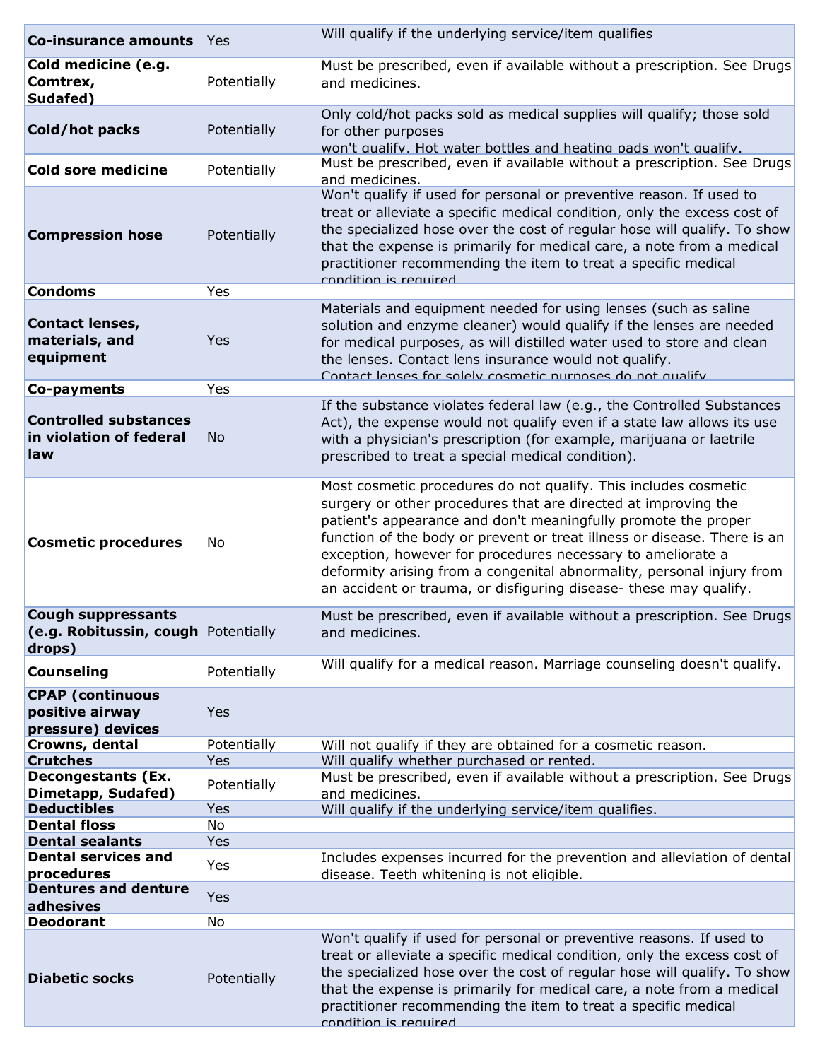| | | |
|---|---|---|
| **Co-insurance amounts** | Yes | Will qualify if the underlying service/item qualifies |
| **Cold medicine (e.g. Comtrex, Sudafed)** | Potentially | Must be prescribed, even if available without a prescription. See Drugs and medicines. |
| **Cold/hot packs** | Potentially | Only cold/hot packs sold as medical supplies will qualify; those sold for other purposes won't qualify. Hot water bottles and heating pads won't qualify. |
| **Cold sore medicine** | Potentially | Must be prescribed, even if available without a prescription. See Drugs and medicines. |
| **Compression hose** | Potentially | Won't qualify if used for personal or preventive reason. If used to treat or alleviate a specific medical condition, only the excess cost of the specialized hose over the cost of regular hose will qualify. To show that the expense is primarily for medical care, a note from a medical practitioner recommending the item to treat a specific medical condition is required. |
| **Condoms** | Yes | |
| **Contact lenses, materials, and equipment** | Yes | Materials and equipment needed for using lenses (such as saline solution and enzyme cleaner) would qualify if the lenses are needed for medical purposes, as will distilled water used to store and clean the lenses. Contact lens insurance would not qualify. Contact lenses for solely cosmetic purposes do not qualify. |
| **Co-payments** | Yes | |
| **Controlled substances in violation of federal law** | No | If the substance violates federal law (e.g., the Controlled Substances Act), the expense would not qualify even if a state law allows its use with a physician's prescription (for example, marijuana or laetrile prescribed to treat a special medical condition). |
| **Cosmetic procedures** | No | Most cosmetic procedures do not qualify. This includes cosmetic surgery or other procedures that are directed at improving the patient's appearance and don't meaningfully promote the proper function of the body or prevent or treat illness or disease. There is an exception, however for procedures necessary to ameliorate a deformity arising from a congenital abnormality, personal injury from an accident or trauma, or disfiguring disease- these may qualify. |
| **Cough suppressants (e.g. Robitussin, cough drops)** | Potentially | Must be prescribed, even if available without a prescription. See Drugs and medicines. |
| **Counseling** | Potentially | Will qualify for a medical reason. Marriage counseling doesn't qualify. |
| **CPAP (continuous positive airway pressure) devices** | Yes | |
| **Crowns, dental** | Potentially | Will not qualify if they are obtained for a cosmetic reason. |
| **Crutches** | Yes | Will qualify whether purchased or rented. |
| **Decongestants (Ex. Dimetapp, Sudafed)** | Potentially | Must be prescribed, even if available without a prescription. See Drugs and medicines. |
| **Deductibles** | Yes | Will qualify if the underlying service/item qualifies. |
| **Dental floss** | No | |
| **Dental sealants** | Yes | |
| **Dental services and procedures** | Yes | Includes expenses incurred for the prevention and alleviation of dental disease. Teeth whitening is not eligible. |
| **Dentures and denture adhesives** | Yes | |
| **Deodorant** | No | |
| **Diabetic socks** | Potentially | Won't qualify if used for personal or preventive reasons. If used to treat or alleviate a specific medical condition, only the excess cost of the specialized hose over the cost of regular hose will qualify. To show that the expense is primarily for medical care, a note from a medical practitioner recommending the item to treat a specific medical condition is required. |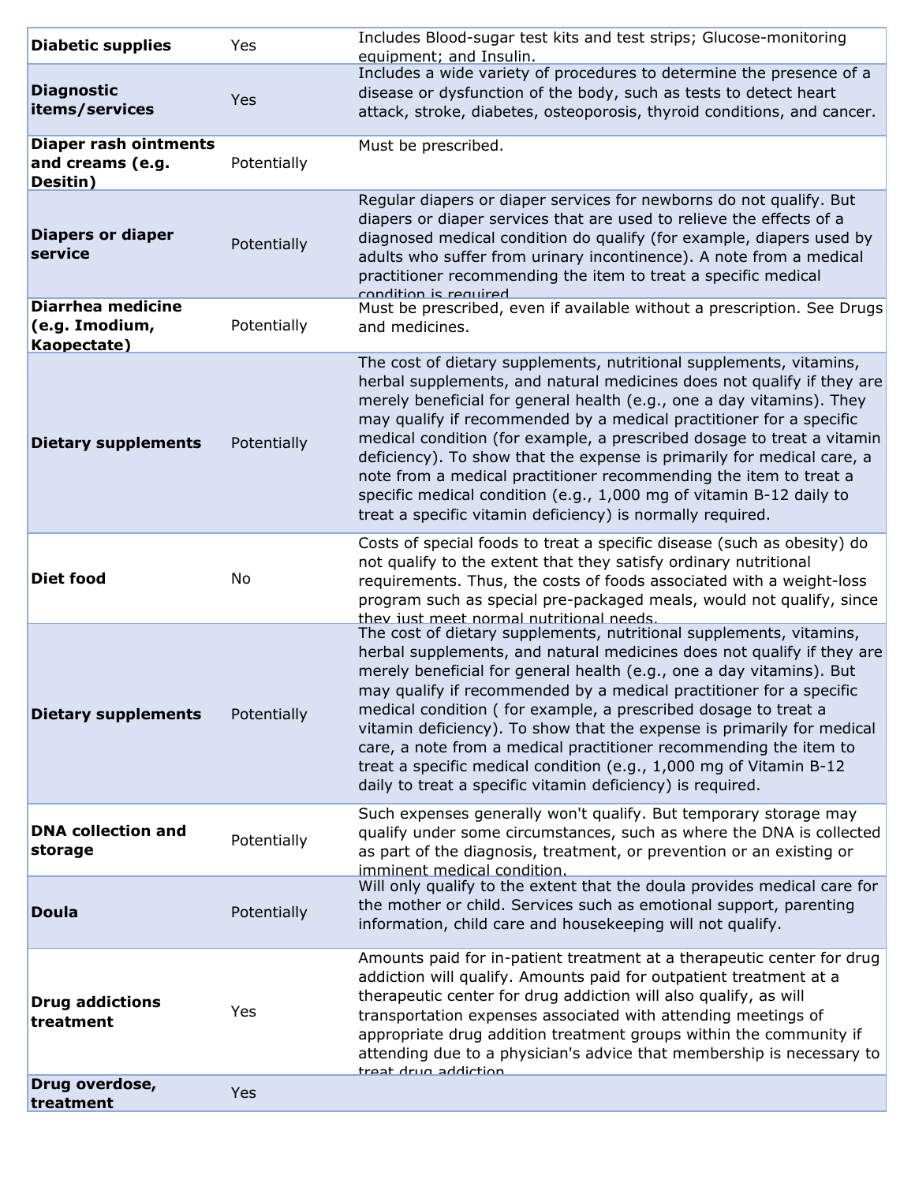| | | |
|---|---|---|
| **Diabetic supplies** | Yes | Includes Blood-sugar test kits and test strips; Glucose-monitoring equipment; and Insulin. |
| **Diagnostic items/services** | Yes | Includes a wide variety of procedures to determine the presence of a disease or dysfunction of the body, such as tests to detect heart attack, stroke, diabetes, osteoporosis, thyroid conditions, and cancer. |
| **Diaper rash ointments and creams (e.g. Desitin)** | Potentially | Must be prescribed. |
| **Diapers or diaper service** | Potentially | Regular diapers or diaper services for newborns do not qualify. But diapers or diaper services that are used to relieve the effects of a diagnosed medical condition do qualify (for example, diapers used by adults who suffer from urinary incontinence). A note from a medical practitioner recommending the item to treat a specific medical condition is required. |
| **Diarrhea medicine (e.g. Imodium, Kaopectate)** | Potentially | Must be prescribed, even if available without a prescription. See Drugs and medicines. |
| **Dietary supplements** | Potentially | The cost of dietary supplements, nutritional supplements, vitamins, herbal supplements, and natural medicines does not qualify if they are merely beneficial for general health (e.g., one a day vitamins). They may qualify if recommended by a medical practitioner for a specific medical condition (for example, a prescribed dosage to treat a vitamin deficiency). To show that the expense is primarily for medical care, a note from a medical practitioner recommending the item to treat a specific medical condition (e.g., 1,000 mg of vitamin B-12 daily to treat a specific vitamin deficiency) is normally required. |
| **Diet food** | No | Costs of special foods to treat a specific disease (such as obesity) do not qualify to the extent that they satisfy ordinary nutritional requirements. Thus, the costs of foods associated with a weight-loss program such as special pre-packaged meals, would not qualify, since they just meet normal nutritional needs. |
| **Dietary supplements** | Potentially | The cost of dietary supplements, nutritional supplements, vitamins, herbal supplements, and natural medicines does not qualify if they are merely beneficial for general health (e.g., one a day vitamins). But may qualify if recommended by a medical practitioner for a specific medical condition ( for example, a prescribed dosage to treat a vitamin deficiency). To show that the expense is primarily for medical care, a note from a medical practitioner recommending the item to treat a specific medical condition (e.g., 1,000 mg of Vitamin B-12 daily to treat a specific vitamin deficiency) is required. |
| **DNA collection and storage** | Potentially | Such expenses generally won't qualify. But temporary storage may qualify under some circumstances, such as where the DNA is collected as part of the diagnosis, treatment, or prevention or an existing or imminent medical condition. |
| **Doula** | Potentially | Will only qualify to the extent that the doula provides medical care for the mother or child. Services such as emotional support, parenting information, child care and housekeeping will not qualify. |
| **Drug addictions treatment** | Yes | Amounts paid for in-patient treatment at a therapeutic center for drug addiction will qualify. Amounts paid for outpatient treatment at a therapeutic center for drug addiction will also qualify, as will transportation expenses associated with attending meetings of appropriate drug addition treatment groups within the community if attending due to a physician's advice that membership is necessary to treat drug addiction. |
| **Drug overdose, treatment** | Yes | |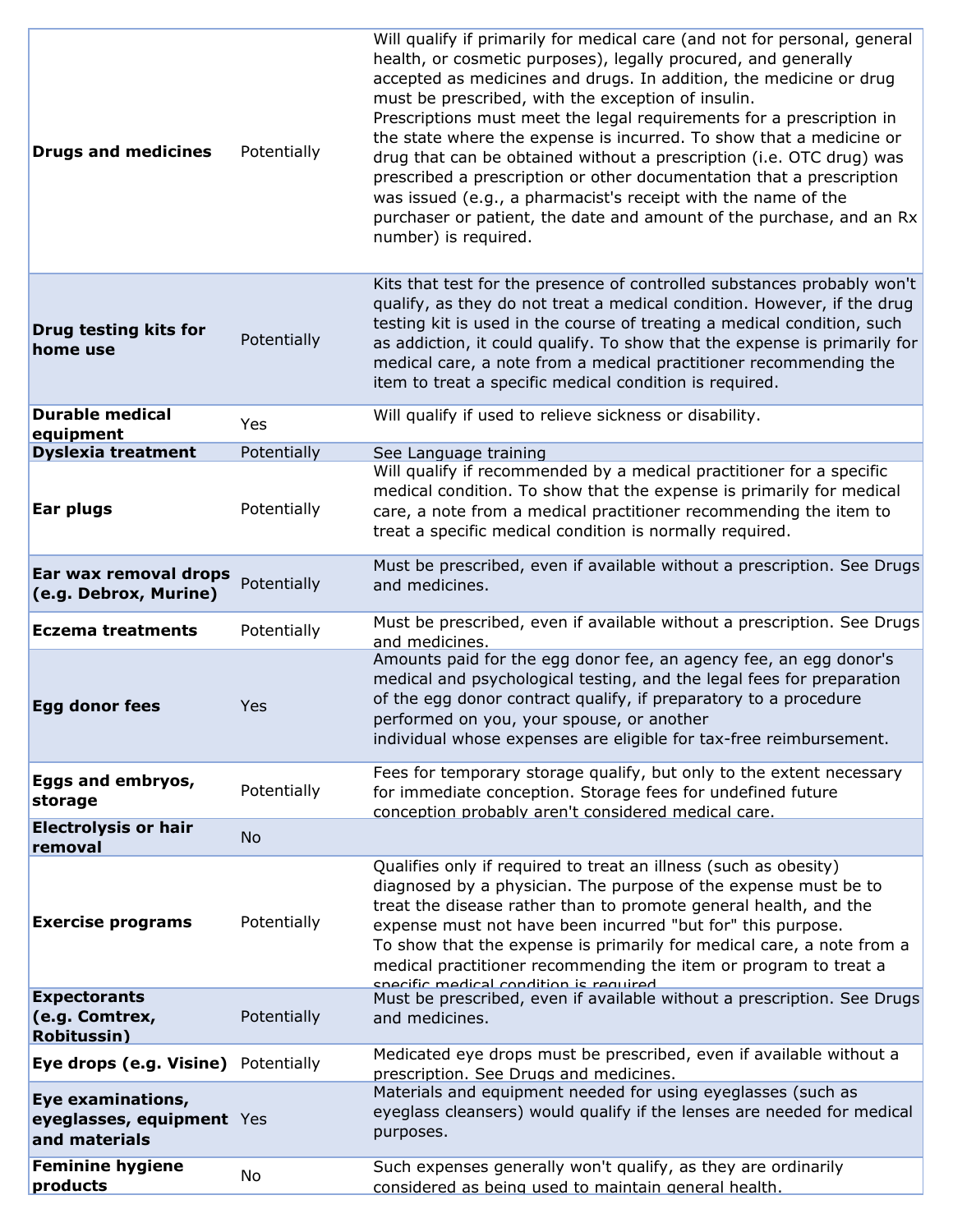| | | |
|---|---|---|
| **Drugs and medicines** | Potentially | Will qualify if primarily for medical care (and not for personal, general health, or cosmetic purposes), legally procured, and generally accepted as medicines and drugs. In addition, the medicine or drug must be prescribed, with the exception of insulin. Prescriptions must meet the legal requirements for a prescription in the state where the expense is incurred. To show that a medicine or drug that can be obtained without a prescription (i.e. OTC drug) was prescribed a prescription or other documentation that a prescription was issued (e.g., a pharmacist's receipt with the name of the purchaser or patient, the date and amount of the purchase, and an Rx number) is required. |
| **Drug testing kits for home use** | Potentially | Kits that test for the presence of controlled substances probably won't qualify, as they do not treat a medical condition. However, if the drug testing kit is used in the course of treating a medical condition, such as addiction, it could qualify. To show that the expense is primarily for medical care, a note from a medical practitioner recommending the item to treat a specific medical condition is required. |
| **Durable medical equipment** | Yes | Will qualify if used to relieve sickness or disability. |
| **Dyslexia treatment** | Potentially | See Language training |
| **Ear plugs** | Potentially | Will qualify if recommended by a medical practitioner for a specific medical condition. To show that the expense is primarily for medical care, a note from a medical practitioner recommending the item to treat a specific medical condition is normally required. |
| **Ear wax removal drops (e.g. Debrox, Murine)** | Potentially | Must be prescribed, even if available without a prescription. See Drugs and medicines. |
| **Eczema treatments** | Potentially | Must be prescribed, even if available without a prescription. See Drugs and medicines. |
| **Egg donor fees** | Yes | Amounts paid for the egg donor fee, an agency fee, an egg donor's medical and psychological testing, and the legal fees for preparation of the egg donor contract qualify, if preparatory to a procedure performed on you, your spouse, or another individual whose expenses are eligible for tax-free reimbursement. |
| **Eggs and embryos, storage** | Potentially | Fees for temporary storage qualify, but only to the extent necessary for immediate conception. Storage fees for undefined future conception probably aren't considered medical care. |
| **Electrolysis or hair removal** | No | |
| **Exercise programs** | Potentially | Qualifies only if required to treat an illness (such as obesity) diagnosed by a physician. The purpose of the expense must be to treat the disease rather than to promote general health, and the expense must not have been incurred "but for" this purpose. To show that the expense is primarily for medical care, a note from a medical practitioner recommending the item or program to treat a specific medical condition is required. |
| **Expectorants (e.g. Comtrex, Robitussin)** | Potentially | Must be prescribed, even if available without a prescription. See Drugs and medicines. |
| **Eye drops (e.g. Visine)** | Potentially | Medicated eye drops must be prescribed, even if available without a prescription. See Drugs and medicines. |
| **Eye examinations, eyeglasses, equipment and materials** | Yes | Materials and equipment needed for using eyeglasses (such as eyeglass cleansers) would qualify if the lenses are needed for medical purposes. |
| **Feminine hygiene products** | No | Such expenses generally won't qualify, as they are ordinarily considered as being used to maintain general health. |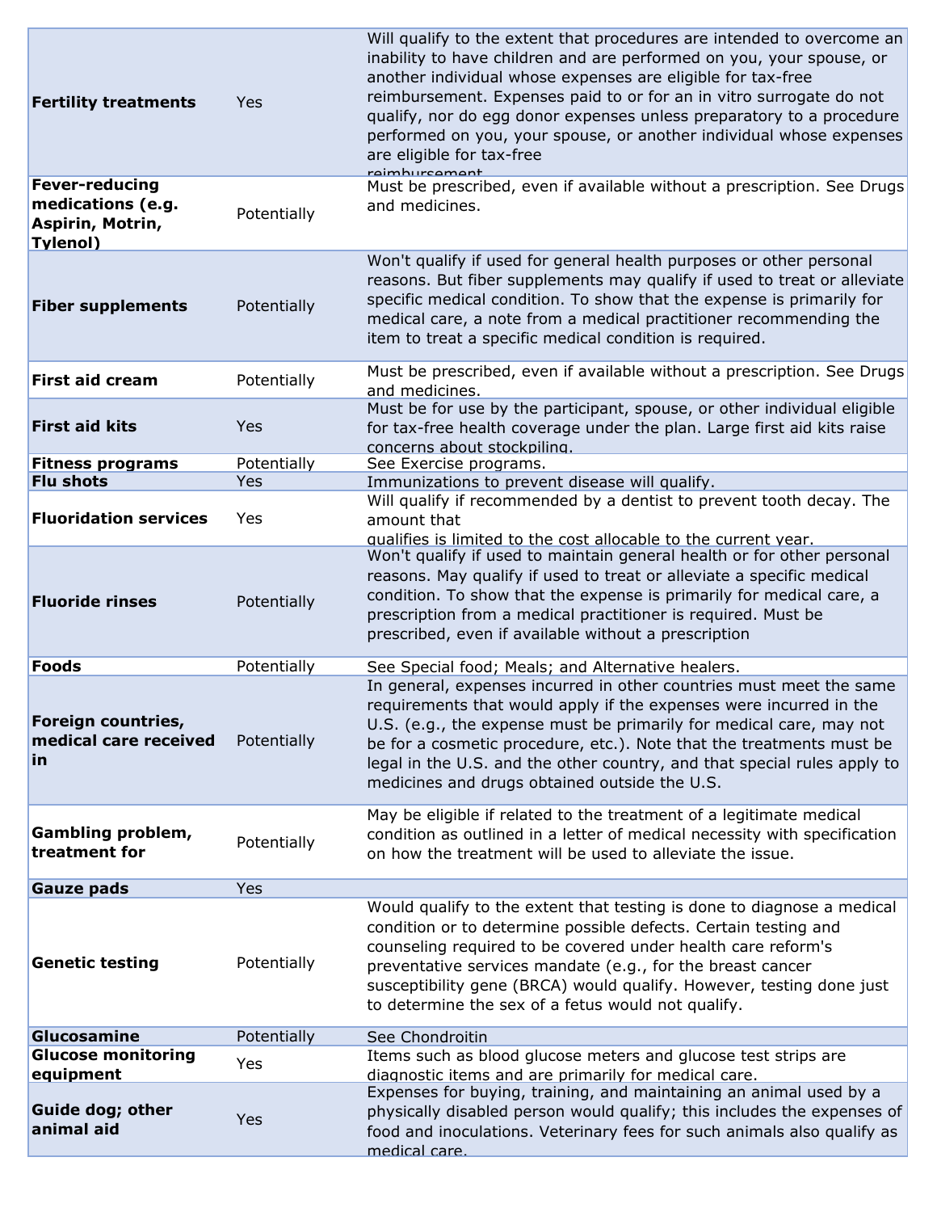| | | |
|---|---|---|
| **Fertility treatments** | Yes | Will qualify to the extent that procedures are intended to overcome an inability to have children and are performed on you, your spouse, or another individual whose expenses are eligible for tax-free reimbursement. Expenses paid to or for an in vitro surrogate do not qualify, nor do egg donor expenses unless preparatory to a procedure performed on you, your spouse, or another individual whose expenses are eligible for tax-free reimbursement. |
| **Fever-reducing medications (e.g. Aspirin, Motrin, Tylenol)** | Potentially | Must be prescribed, even if available without a prescription. See Drugs and medicines. |
| **Fiber supplements** | Potentially | Won't qualify if used for general health purposes or other personal reasons. But fiber supplements may qualify if used to treat or alleviate specific medical condition. To show that the expense is primarily for medical care, a note from a medical practitioner recommending the item to treat a specific medical condition is required. |
| **First aid cream** | Potentially | Must be prescribed, even if available without a prescription. See Drugs and medicines. |
| **First aid kits** | Yes | Must be for use by the participant, spouse, or other individual eligible for tax-free health coverage under the plan. Large first aid kits raise concerns about stockpiling. |
| **Fitness programs** | Potentially | See Exercise programs. |
| **Flu shots** | Yes | Immunizations to prevent disease will qualify. |
| **Fluoridation services** | Yes | Will qualify if recommended by a dentist to prevent tooth decay. The amount that qualifies is limited to the cost allocable to the current year. |
| **Fluoride rinses** | Potentially | Won't qualify if used to maintain general health or for other personal reasons. May qualify if used to treat or alleviate a specific medical condition. To show that the expense is primarily for medical care, a prescription from a medical practitioner is required. Must be prescribed, even if available without a prescription |
| **Foods** | Potentially | See Special food; Meals; and Alternative healers. |
| **Foreign countries, medical care received in** | Potentially | In general, expenses incurred in other countries must meet the same requirements that would apply if the expenses were incurred in the U.S. (e.g., the expense must be primarily for medical care, may not be for a cosmetic procedure, etc.). Note that the treatments must be legal in the U.S. and the other country, and that special rules apply to medicines and drugs obtained outside the U.S. |
| **Gambling problem, treatment for** | Potentially | May be eligible if related to the treatment of a legitimate medical condition as outlined in a letter of medical necessity with specification on how the treatment will be used to alleviate the issue. |
| **Gauze pads** | Yes | |
| **Genetic testing** | Potentially | Would qualify to the extent that testing is done to diagnose a medical condition or to determine possible defects. Certain testing and counseling required to be covered under health care reform's preventative services mandate (e.g., for the breast cancer susceptibility gene (BRCA) would qualify. However, testing done just to determine the sex of a fetus would not qualify. |
| **Glucosamine** | Potentially | See Chondroitin |
| **Glucose monitoring equipment** | Yes | Items such as blood glucose meters and glucose test strips are diagnostic items and are primarily for medical care. |
| **Guide dog; other animal aid** | Yes | Expenses for buying, training, and maintaining an animal used by a physically disabled person would qualify; this includes the expenses of food and inoculations. Veterinary fees for such animals also qualify as medical care. |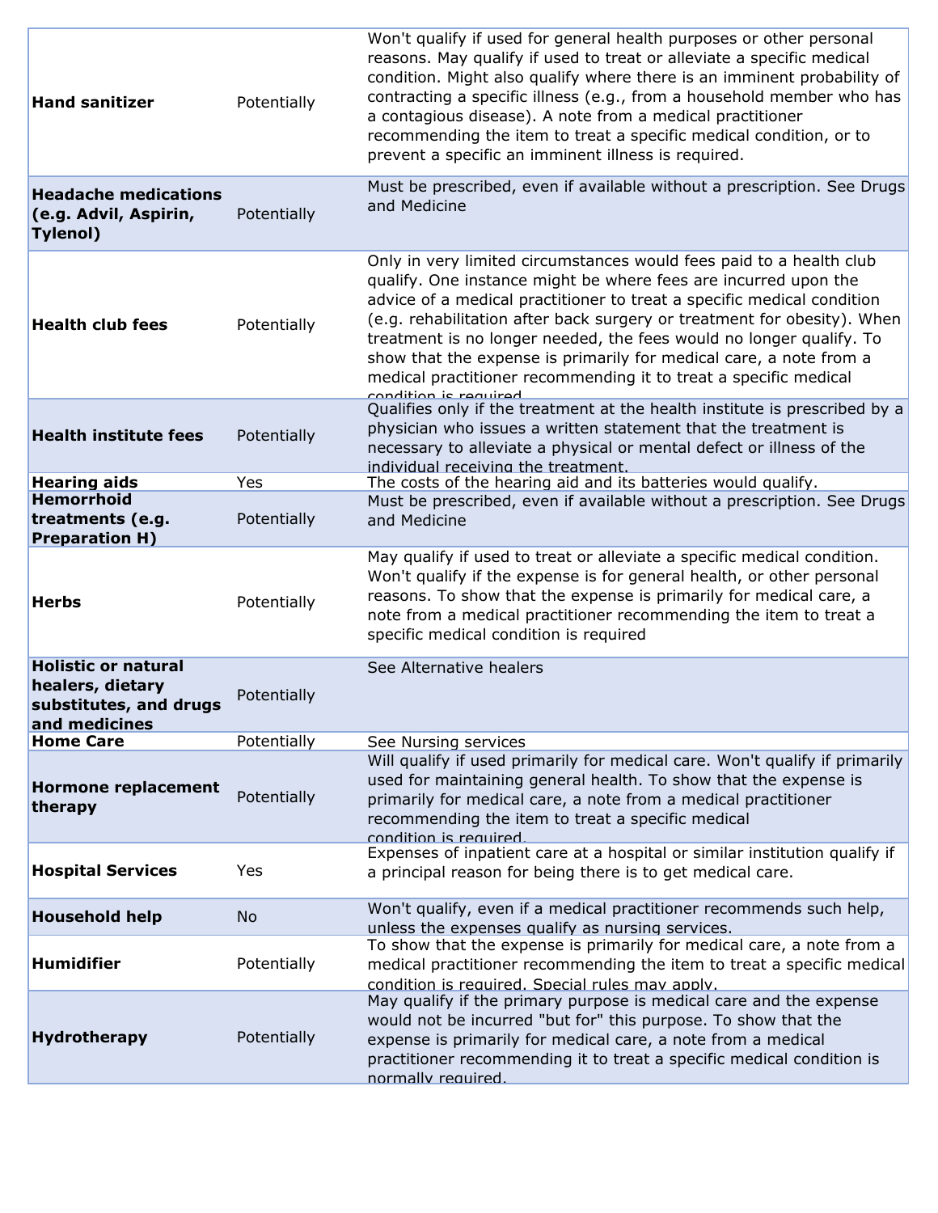| | | |
|---|---|---|
| **Hand sanitizer** | Potentially | Won't qualify if used for general health purposes or other personal reasons. May qualify if used to treat or alleviate a specific medical condition. Might also qualify where there is an imminent probability of contracting a specific illness (e.g., from a household member who has a contagious disease). A note from a medical practitioner recommending the item to treat a specific medical condition, or to prevent a specific an imminent illness is required. |
| **Headache medications (e.g. Advil, Aspirin, Tylenol)** | Potentially | Must be prescribed, even if available without a prescription. See Drugs and Medicine |
| **Health club fees** | Potentially | Only in very limited circumstances would fees paid to a health club qualify. One instance might be where fees are incurred upon the advice of a medical practitioner to treat a specific medical condition (e.g. rehabilitation after back surgery or treatment for obesity). When treatment is no longer needed, the fees would no longer qualify. To show that the expense is primarily for medical care, a note from a medical practitioner recommending it to treat a specific medical condition is required. |
| **Health institute fees** | Potentially | Qualifies only if the treatment at the health institute is prescribed by a physician who issues a written statement that the treatment is necessary to alleviate a physical or mental defect or illness of the individual receiving the treatment. |
| **Hearing aids** | Yes | The costs of the hearing aid and its batteries would qualify. |
| **Hemorrhoid treatments (e.g. Preparation H)** | Potentially | Must be prescribed, even if available without a prescription. See Drugs and Medicine |
| **Herbs** | Potentially | May qualify if used to treat or alleviate a specific medical condition. Won't qualify if the expense is for general health, or other personal reasons. To show that the expense is primarily for medical care, a note from a medical practitioner recommending the item to treat a specific medical condition is required |
| **Holistic or natural healers, dietary substitutes, and drugs and medicines** | Potentially | See Alternative healers |
| **Home Care** | Potentially | See Nursing services |
| **Hormone replacement therapy** | Potentially | Will qualify if used primarily for medical care. Won't qualify if primarily used for maintaining general health. To show that the expense is primarily for medical care, a note from a medical practitioner recommending the item to treat a specific medical condition is required. |
| **Hospital Services** | Yes | Expenses of inpatient care at a hospital or similar institution qualify if a principal reason for being there is to get medical care. |
| **Household help** | No | Won't qualify, even if a medical practitioner recommends such help, unless the expenses qualify as nursing services. |
| **Humidifier** | Potentially | To show that the expense is primarily for medical care, a note from a medical practitioner recommending the item to treat a specific medical condition is required. Special rules may apply. |
| **Hydrotherapy** | Potentially | May qualify if the primary purpose is medical care and the expense would not be incurred "but for" this purpose. To show that the expense is primarily for medical care, a note from a medical practitioner recommending it to treat a specific medical condition is normally required. |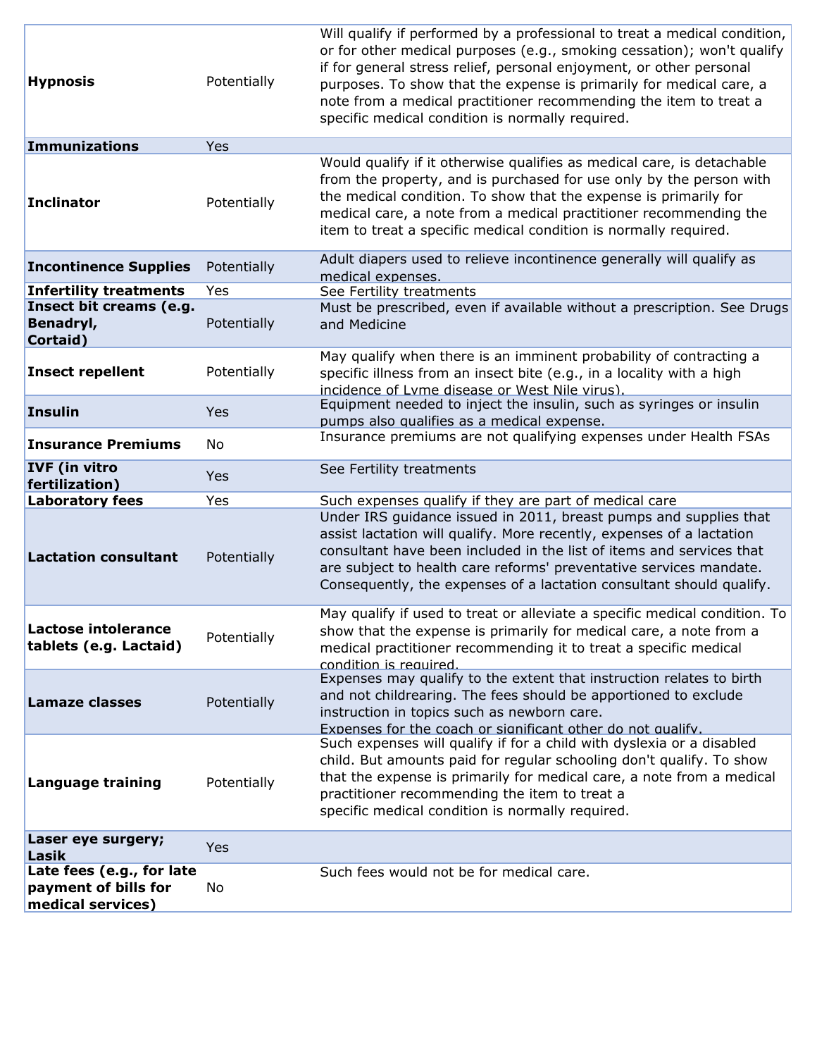| | | |
|---|---|---|
| **Hypnosis** | Potentially | Will qualify if performed by a professional to treat a medical condition, or for other medical purposes (e.g., smoking cessation); won't qualify if for general stress relief, personal enjoyment, or other personal purposes. To show that the expense is primarily for medical care, a note from a medical practitioner recommending the item to treat a specific medical condition is normally required. |
| **Immunizations** | Yes | |
| **Inclinator** | Potentially | Would qualify if it otherwise qualifies as medical care, is detachable from the property, and is purchased for use only by the person with the medical condition. To show that the expense is primarily for medical care, a note from a medical practitioner recommending the item to treat a specific medical condition is normally required. |
| **Incontinence Supplies** | Potentially | Adult diapers used to relieve incontinence generally will qualify as medical expenses. |
| **Infertility treatments** | Yes | See Fertility treatments |
| **Insect bit creams (e.g. Benadryl, Cortaid)** | Potentially | Must be prescribed, even if available without a prescription. See Drugs and Medicine |
| **Insect repellent** | Potentially | May qualify when there is an imminent probability of contracting a specific illness from an insect bite (e.g., in a locality with a high incidence of Lyme disease or West Nile virus). |
| **Insulin** | Yes | Equipment needed to inject the insulin, such as syringes or insulin pumps also qualifies as a medical expense. |
| **Insurance Premiums** | No | Insurance premiums are not qualifying expenses under Health FSAs |
| **IVF (in vitro fertilization)** | Yes | See Fertility treatments |
| **Laboratory fees** | Yes | Such expenses qualify if they are part of medical care |
| **Lactation consultant** | Potentially | Under IRS guidance issued in 2011, breast pumps and supplies that assist lactation will qualify. More recently, expenses of a lactation consultant have been included in the list of items and services that are subject to health care reforms' preventative services mandate. Consequently, the expenses of a lactation consultant should qualify. |
| **Lactose intolerance tablets (e.g. Lactaid)** | Potentially | May qualify if used to treat or alleviate a specific medical condition. To show that the expense is primarily for medical care, a note from a medical practitioner recommending it to treat a specific medical condition is required. |
| **Lamaze classes** | Potentially | Expenses may qualify to the extent that instruction relates to birth and not childrearing. The fees should be apportioned to exclude instruction in topics such as newborn care. Expenses for the coach or significant other do not qualify. |
| **Language training** | Potentially | Such expenses will qualify if for a child with dyslexia or a disabled child. But amounts paid for regular schooling don't qualify. To show that the expense is primarily for medical care, a note from a medical practitioner recommending the item to treat a specific medical condition is normally required. |
| **Laser eye surgery; Lasik** | Yes | |
| **Late fees (e.g., for late payment of bills for medical services)** | No | Such fees would not be for medical care. |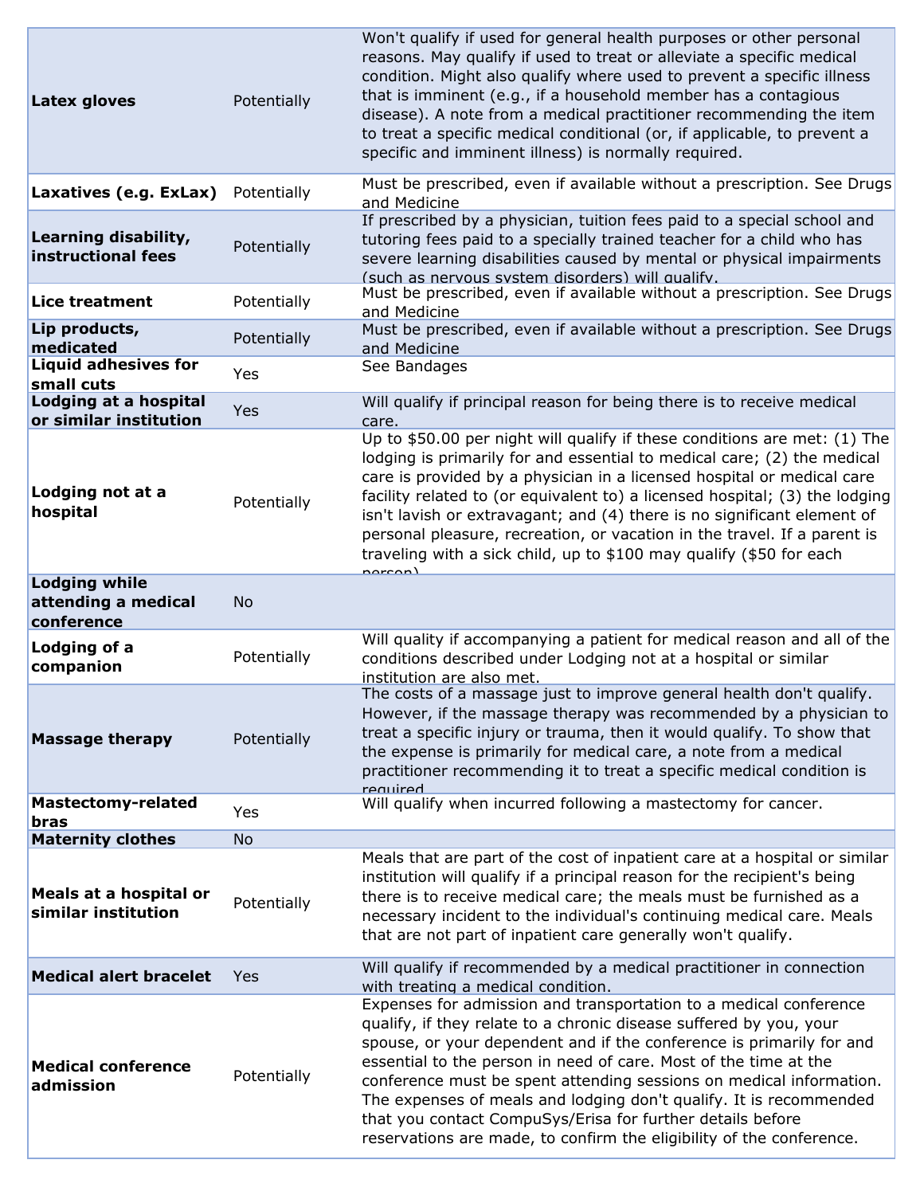| | | |
|---|---|---|
| **Latex gloves** | Potentially | Won't qualify if used for general health purposes or other personal reasons. May qualify if used to treat or alleviate a specific medical condition. Might also qualify where used to prevent a specific illness that is imminent (e.g., if a household member has a contagious disease). A note from a medical practitioner recommending the item to treat a specific medical conditional (or, if applicable, to prevent a specific and imminent illness) is normally required. |
| **Laxatives (e.g. ExLax)** | Potentially | Must be prescribed, even if available without a prescription. See Drugs and Medicine |
| **Learning disability, instructional fees** | Potentially | If prescribed by a physician, tuition fees paid to a special school and tutoring fees paid to a specially trained teacher for a child who has severe learning disabilities caused by mental or physical impairments (such as nervous system disorders) will qualify. |
| **Lice treatment** | Potentially | Must be prescribed, even if available without a prescription. See Drugs and Medicine |
| **Lip products, medicated** | Potentially | Must be prescribed, even if available without a prescription. See Drugs and Medicine |
| **Liquid adhesives for small cuts** | Yes | See Bandages |
| **Lodging at a hospital or similar institution** | Yes | Will qualify if principal reason for being there is to receive medical care. |
| **Lodging not at a hospital** | Potentially | Up to $50.00 per night will qualify if these conditions are met: (1) The lodging is primarily for and essential to medical care; (2) the medical care is provided by a physician in a licensed hospital or medical care facility related to (or equivalent to) a licensed hospital; (3) the lodging isn't lavish or extravagant; and (4) there is no significant element of personal pleasure, recreation, or vacation in the travel. If a parent is traveling with a sick child, up to $100 may qualify ($50 for each person) |
| **Lodging while attending a medical conference** | No | |
| **Lodging of a companion** | Potentially | Will quality if accompanying a patient for medical reason and all of the conditions described under Lodging not at a hospital or similar institution are also met. |
| **Massage therapy** | Potentially | The costs of a massage just to improve general health don't qualify. However, if the massage therapy was recommended by a physician to treat a specific injury or trauma, then it would qualify. To show that the expense is primarily for medical care, a note from a medical practitioner recommending it to treat a specific medical condition is required. |
| **Mastectomy-related bras** | Yes | Will qualify when incurred following a mastectomy for cancer. |
| **Maternity clothes** | No | |
| **Meals at a hospital or similar institution** | Potentially | Meals that are part of the cost of inpatient care at a hospital or similar institution will qualify if a principal reason for the recipient's being there is to receive medical care; the meals must be furnished as a necessary incident to the individual's continuing medical care. Meals that are not part of inpatient care generally won't qualify. |
| **Medical alert bracelet** | Yes | Will qualify if recommended by a medical practitioner in connection with treating a medical condition. |
| **Medical conference admission** | Potentially | Expenses for admission and transportation to a medical conference qualify, if they relate to a chronic disease suffered by you, your spouse, or your dependent and if the conference is primarily for and essential to the person in need of care. Most of the time at the conference must be spent attending sessions on medical information. The expenses of meals and lodging don't qualify. It is recommended that you contact CompuSys/Erisa for further details before reservations are made, to confirm the eligibility of the conference. |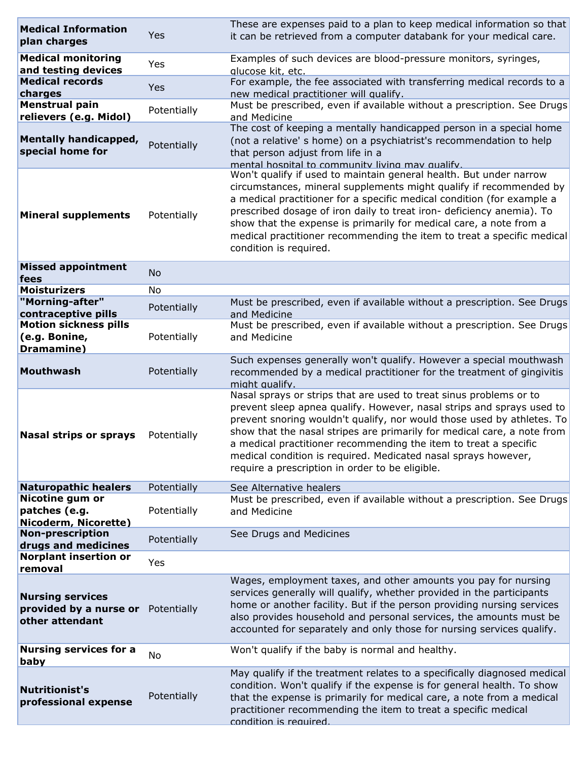| | | |
|---|---|---|
| **Medical Information plan charges** | Yes | These are expenses paid to a plan to keep medical information so that it can be retrieved from a computer databank for your medical care. |
| **Medical monitoring and testing devices** | Yes | Examples of such devices are blood-pressure monitors, syringes, glucose kit, etc. |
| **Medical records charges** | Yes | For example, the fee associated with transferring medical records to a new medical practitioner will qualify. |
| **Menstrual pain relievers (e.g. Midol)** | Potentially | Must be prescribed, even if available without a prescription. See Drugs and Medicine |
| **Mentally handicapped, special home for** | Potentially | The cost of keeping a mentally handicapped person in a special home (not a relative' s home) on a psychiatrist's recommendation to help that person adjust from life in a mental hospital to community living may qualify. |
| **Mineral supplements** | Potentially | Won't qualify if used to maintain general health. But under narrow circumstances, mineral supplements might qualify if recommended by a medical practitioner for a specific medical condition (for example a prescribed dosage of iron daily to treat iron- deficiency anemia). To show that the expense is primarily for medical care, a note from a medical practitioner recommending the item to treat a specific medical condition is required. |
| **Missed appointment fees** | No | |
| **Moisturizers** | No | |
| **"Morning-after" contraceptive pills** | Potentially | Must be prescribed, even if available without a prescription. See Drugs and Medicine |
| **Motion sickness pills (e.g. Bonine, Dramamine)** | Potentially | Must be prescribed, even if available without a prescription. See Drugs and Medicine |
| **Mouthwash** | Potentially | Such expenses generally won't qualify. However a special mouthwash recommended by a medical practitioner for the treatment of gingivitis might qualify. |
| **Nasal strips or sprays** | Potentially | Nasal sprays or strips that are used to treat sinus problems or to prevent sleep apnea qualify. However, nasal strips and sprays used to prevent snoring wouldn't qualify, nor would those used by athletes. To show that the nasal stripes are primarily for medical care, a note from a medical practitioner recommending the item to treat a specific medical condition is required. Medicated nasal sprays however, require a prescription in order to be eligible. |
| **Naturopathic healers** | Potentially | See Alternative healers |
| **Nicotine gum or patches (e.g. Nicoderm, Nicorette)** | Potentially | Must be prescribed, even if available without a prescription. See Drugs and Medicine |
| **Non-prescription drugs and medicines** | Potentially | See Drugs and Medicines |
| **Norplant insertion or removal** | Yes | |
| **Nursing services provided by a nurse or other attendant** | Potentially | Wages, employment taxes, and other amounts you pay for nursing services generally will qualify, whether provided in the participants home or another facility. But if the person providing nursing services also provides household and personal services, the amounts must be accounted for separately and only those for nursing services qualify. |
| **Nursing services for a baby** | No | Won't qualify if the baby is normal and healthy. |
| **Nutritionist's professional expense** | Potentially | May qualify if the treatment relates to a specifically diagnosed medical condition. Won't qualify if the expense is for general health. To show that the expense is primarily for medical care, a note from a medical practitioner recommending the item to treat a specific medical condition is required. |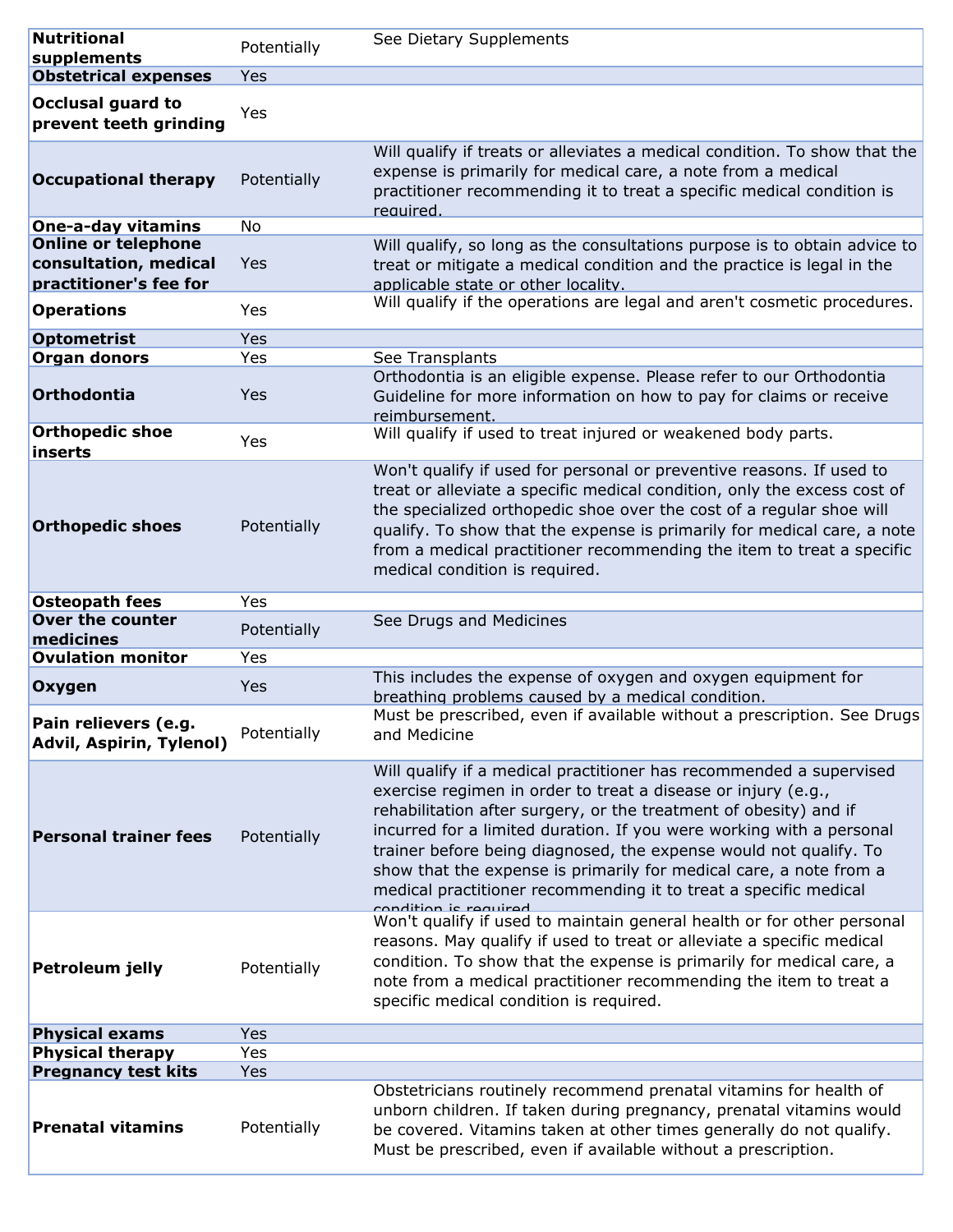| | | |
|---|---|---|
| **Nutritional supplements** | Potentially | See Dietary Supplements |
| **Obstetrical expenses** | Yes | |
| **Occlusal guard to prevent teeth grinding** | Yes | |
| **Occupational therapy** | Potentially | Will qualify if treats or alleviates a medical condition. To show that the expense is primarily for medical care, a note from a medical practitioner recommending it to treat a specific medical condition is required. |
| **One-a-day vitamins** | No | |
| **Online or telephone consultation, medical practitioner's fee for** | Yes | Will qualify, so long as the consultations purpose is to obtain advice to treat or mitigate a medical condition and the practice is legal in the applicable state or other locality. |
| **Operations** | Yes | Will qualify if the operations are legal and aren't cosmetic procedures. |
| **Optometrist** | Yes | |
| **Organ donors** | Yes | See Transplants |
| **Orthodontia** | Yes | Orthodontia is an eligible expense. Please refer to our Orthodontia Guideline for more information on how to pay for claims or receive reimbursement. |
| **Orthopedic shoe inserts** | Yes | Will qualify if used to treat injured or weakened body parts. |
| **Orthopedic shoes** | Potentially | Won't qualify if used for personal or preventive reasons. If used to treat or alleviate a specific medical condition, only the excess cost of the specialized orthopedic shoe over the cost of a regular shoe will qualify. To show that the expense is primarily for medical care, a note from a medical practitioner recommending the item to treat a specific medical condition is required. |
| **Osteopath fees** | Yes | |
| **Over the counter medicines** | Potentially | See Drugs and Medicines |
| **Ovulation monitor** | Yes | |
| **Oxygen** | Yes | This includes the expense of oxygen and oxygen equipment for breathing problems caused by a medical condition. |
| **Pain relievers (e.g. Advil, Aspirin, Tylenol)** | Potentially | Must be prescribed, even if available without a prescription. See Drugs and Medicine |
| **Personal trainer fees** | Potentially | Will qualify if a medical practitioner has recommended a supervised exercise regimen in order to treat a disease or injury (e.g., rehabilitation after surgery, or the treatment of obesity) and if incurred for a limited duration. If you were working with a personal trainer before being diagnosed, the expense would not qualify. To show that the expense is primarily for medical care, a note from a medical practitioner recommending it to treat a specific medical condition is required. |
| **Petroleum jelly** | Potentially | Won't qualify if used to maintain general health or for other personal reasons. May qualify if used to treat or alleviate a specific medical condition. To show that the expense is primarily for medical care, a note from a medical practitioner recommending the item to treat a specific medical condition is required. |
| **Physical exams** | Yes | |
| **Physical therapy** | Yes | |
| **Pregnancy test kits** | Yes | |
| **Prenatal vitamins** | Potentially | Obstetricians routinely recommend prenatal vitamins for health of unborn children. If taken during pregnancy, prenatal vitamins would be covered. Vitamins taken at other times generally do not qualify. Must be prescribed, even if available without a prescription. |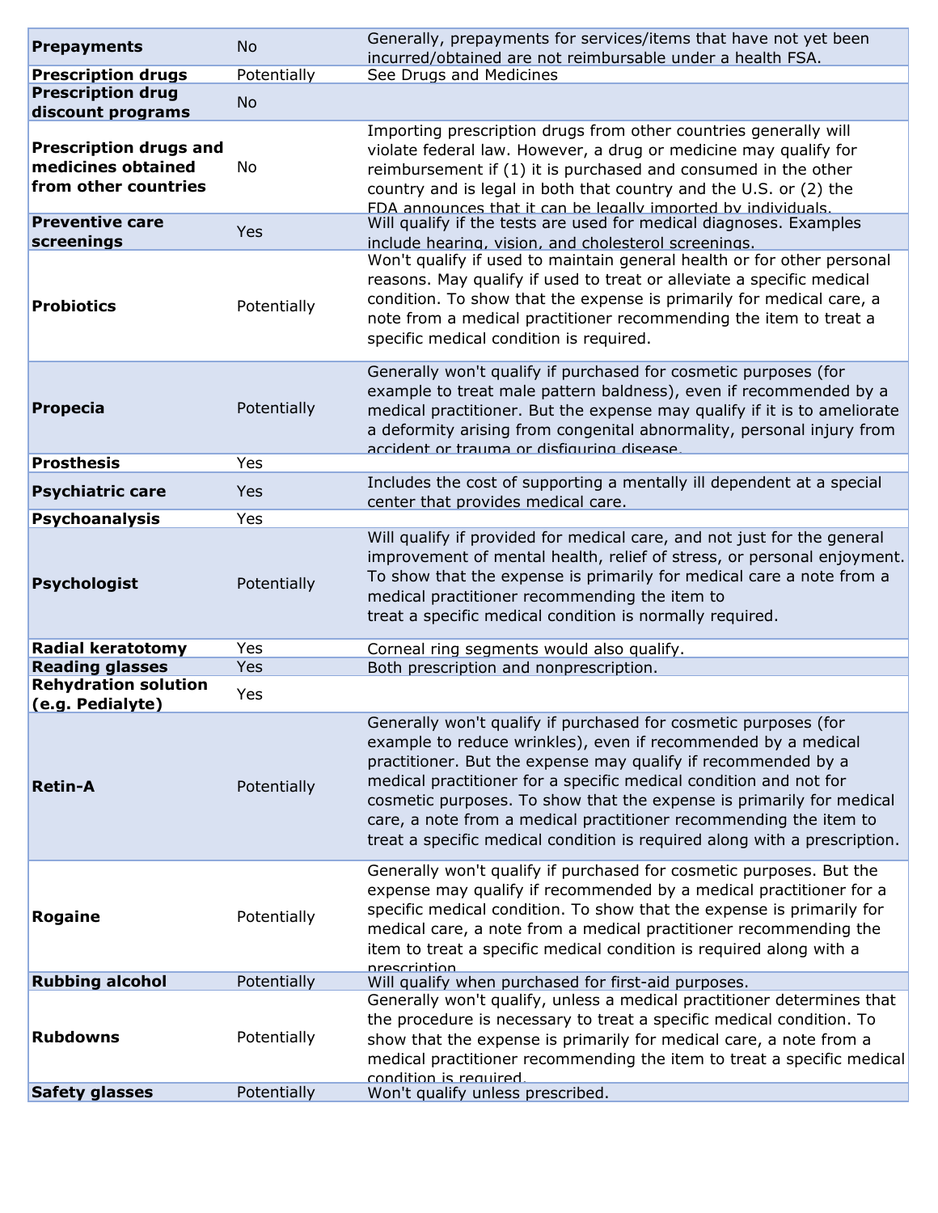| | | |
|---|---|---|
| **Prepayments** | No | Generally, prepayments for services/items that have not yet been incurred/obtained are not reimbursable under a health FSA. |
| **Prescription drugs** | Potentially | See Drugs and Medicines |
| **Prescription drug discount programs** | No | |
| **Prescription drugs and medicines obtained from other countries** | No | Importing prescription drugs from other countries generally will violate federal law. However, a drug or medicine may qualify for reimbursement if (1) it is purchased and consumed in the other country and is legal in both that country and the U.S. or (2) the FDA announces that it can be legally imported by individuals. |
| **Preventive care screenings** | Yes | Will qualify if the tests are used for medical diagnoses. Examples include hearing, vision, and cholesterol screenings. |
| **Probiotics** | Potentially | Won't qualify if used to maintain general health or for other personal reasons. May qualify if used to treat or alleviate a specific medical condition. To show that the expense is primarily for medical care, a note from a medical practitioner recommending the item to treat a specific medical condition is required. |
| **Propecia** | Potentially | Generally won't qualify if purchased for cosmetic purposes (for example to treat male pattern baldness), even if recommended by a medical practitioner. But the expense may qualify if it is to ameliorate a deformity arising from congenital abnormality, personal injury from accident or trauma or disfiguring disease. |
| **Prosthesis** | Yes | |
| **Psychiatric care** | Yes | Includes the cost of supporting a mentally ill dependent at a special center that provides medical care. |
| **Psychoanalysis** | Yes | |
| **Psychologist** | Potentially | Will qualify if provided for medical care, and not just for the general improvement of mental health, relief of stress, or personal enjoyment. To show that the expense is primarily for medical care a note from a medical practitioner recommending the item to treat a specific medical condition is normally required. |
| **Radial keratotomy** | Yes | Corneal ring segments would also qualify. |
| **Reading glasses** | Yes | Both prescription and nonprescription. |
| **Rehydration solution (e.g. Pedialyte)** | Yes | |
| **Retin-A** | Potentially | Generally won't qualify if purchased for cosmetic purposes (for example to reduce wrinkles), even if recommended by a medical practitioner. But the expense may qualify if recommended by a medical practitioner for a specific medical condition and not for cosmetic purposes. To show that the expense is primarily for medical care, a note from a medical practitioner recommending the item to treat a specific medical condition is required along with a prescription. |
| **Rogaine** | Potentially | Generally won't qualify if purchased for cosmetic purposes. But the expense may qualify if recommended by a medical practitioner for a specific medical condition. To show that the expense is primarily for medical care, a note from a medical practitioner recommending the item to treat a specific medical condition is required along with a prescription. |
| **Rubbing alcohol** | Potentially | Will qualify when purchased for first-aid purposes. |
| **Rubdowns** | Potentially | Generally won't qualify, unless a medical practitioner determines that the procedure is necessary to treat a specific medical condition. To show that the expense is primarily for medical care, a note from a medical practitioner recommending the item to treat a specific medical condition is required. |
| **Safety glasses** | Potentially | Won't qualify unless prescribed. |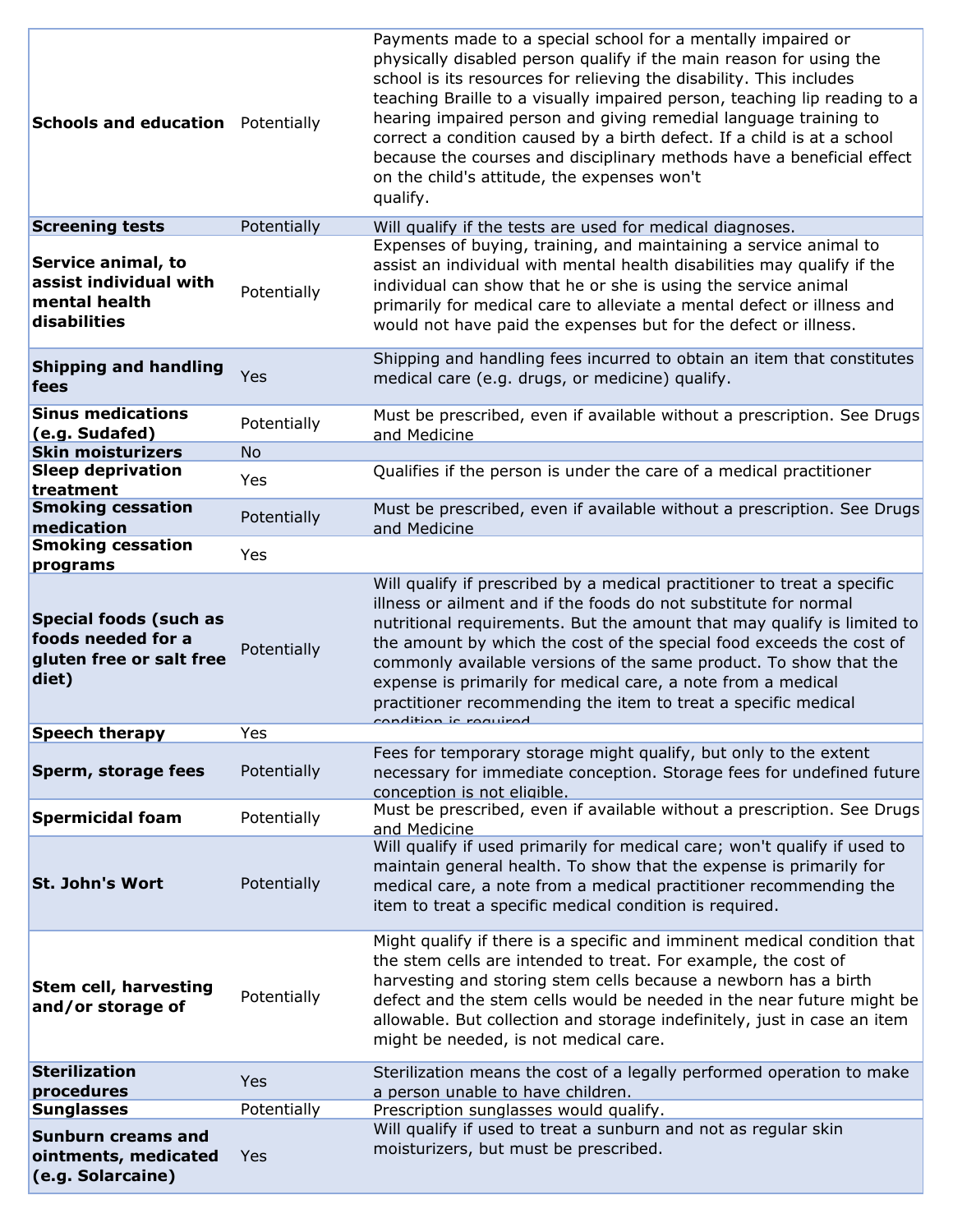| Schools and education | Potentially | Payments made to a special school for a mentally impaired or physically disabled person qualify if the main reason for using the school is its resources for relieving the disability. This includes teaching Braille to a visually impaired person, teaching lip reading to a hearing impaired person and giving remedial language training to correct a condition caused by a birth defect. If a child is at a school because the courses and disciplinary methods have a beneficial effect on the child's attitude, the expenses won't qualify. |
|---|---|---|
| **Screening tests** | Potentially | Will qualify if the tests are used for medical diagnoses. |
| **Service animal, to assist individual with mental health disabilities** | Potentially | Expenses of buying, training, and maintaining a service animal to assist an individual with mental health disabilities may qualify if the individual can show that he or she is using the service animal primarily for medical care to alleviate a mental defect or illness and would not have paid the expenses but for the defect or illness. |
| **Shipping and handling fees** | Yes | Shipping and handling fees incurred to obtain an item that constitutes medical care (e.g. drugs, or medicine) qualify. |
| **Sinus medications (e.g. Sudafed)** | Potentially | Must be prescribed, even if available without a prescription. See Drugs and Medicine |
| **Skin moisturizers** | No | |
| **Sleep deprivation treatment** | Yes | Qualifies if the person is under the care of a medical practitioner |
| **Smoking cessation medication** | Potentially | Must be prescribed, even if available without a prescription. See Drugs and Medicine |
| **Smoking cessation programs** | Yes | |
| **Special foods (such as foods needed for a gluten free or salt free diet)** | Potentially | Will qualify if prescribed by a medical practitioner to treat a specific illness or ailment and if the foods do not substitute for normal nutritional requirements. But the amount that may qualify is limited to the amount by which the cost of the special food exceeds the cost of commonly available versions of the same product. To show that the expense is primarily for medical care, a note from a medical practitioner recommending the item to treat a specific medical condition is required. |
| **Speech therapy** | Yes | |
| **Sperm, storage fees** | Potentially | Fees for temporary storage might qualify, but only to the extent necessary for immediate conception. Storage fees for undefined future conception is not eligible. |
| **Spermicidal foam** | Potentially | Must be prescribed, even if available without a prescription. See Drugs and Medicine |
| **St. John's Wort** | Potentially | Will qualify if used primarily for medical care; won't qualify if used to maintain general health. To show that the expense is primarily for medical care, a note from a medical practitioner recommending the item to treat a specific medical condition is required. |
| **Stem cell, harvesting and/or storage of** | Potentially | Might qualify if there is a specific and imminent medical condition that the stem cells are intended to treat. For example, the cost of harvesting and storing stem cells because a newborn has a birth defect and the stem cells would be needed in the near future might be allowable. But collection and storage indefinitely, just in case an item might be needed, is not medical care. |
| **Sterilization procedures** | Yes | Sterilization means the cost of a legally performed operation to make a person unable to have children. |
| **Sunglasses** | Potentially | Prescription sunglasses would qualify. |
| **Sunburn creams and ointments, medicated (e.g. Solarcaine)** | Yes | Will qualify if used to treat a sunburn and not as regular skin moisturizers, but must be prescribed. |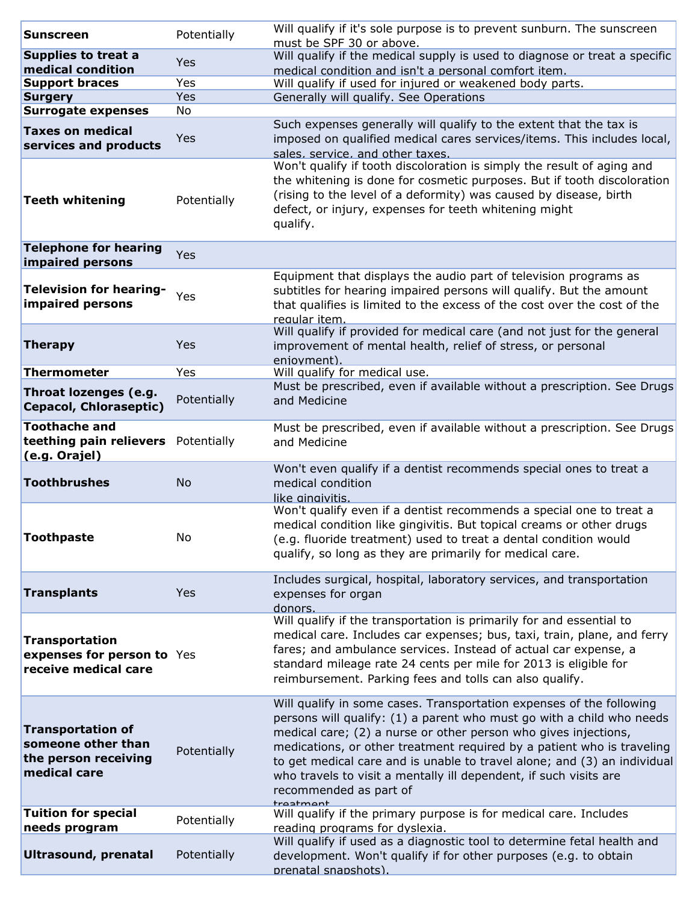| | | |
|---|---|---|
| **Sunscreen** | Potentially | Will qualify if it's sole purpose is to prevent sunburn. The sunscreen must be SPF 30 or above. |
| **Supplies to treat a medical condition** | Yes | Will qualify if the medical supply is used to diagnose or treat a specific medical condition and isn't a personal comfort item. |
| **Support braces** | Yes | Will qualify if used for injured or weakened body parts. |
| **Surgery** | Yes | Generally will qualify. See Operations |
| **Surrogate expenses** | No | |
| **Taxes on medical services and products** | Yes | Such expenses generally will qualify to the extent that the tax is imposed on qualified medical cares services/items. This includes local, sales, service, and other taxes. |
| **Teeth whitening** | Potentially | Won't qualify if tooth discoloration is simply the result of aging and the whitening is done for cosmetic purposes. But if tooth discoloration (rising to the level of a deformity) was caused by disease, birth defect, or injury, expenses for teeth whitening might qualify. |
| **Telephone for hearing impaired persons** | Yes | |
| **Television for hearing-impaired persons** | Yes | Equipment that displays the audio part of television programs as subtitles for hearing impaired persons will qualify. But the amount that qualifies is limited to the excess of the cost over the cost of the regular item. |
| **Therapy** | Yes | Will qualify if provided for medical care (and not just for the general improvement of mental health, relief of stress, or personal enjoyment). |
| **Thermometer** | Yes | Will qualify for medical use. |
| **Throat lozenges (e.g. Cepacol, Chloraseptic)** | Potentially | Must be prescribed, even if available without a prescription. See Drugs and Medicine |
| **Toothache and teething pain relievers (e.g. Orajel)** | Potentially | Must be prescribed, even if available without a prescription. See Drugs and Medicine |
| **Toothbrushes** | No | Won't even qualify if a dentist recommends special ones to treat a medical condition like gingivitis. |
| **Toothpaste** | No | Won't qualify even if a dentist recommends a special one to treat a medical condition like gingivitis. But topical creams or other drugs (e.g. fluoride treatment) used to treat a dental condition would qualify, so long as they are primarily for medical care. |
| **Transplants** | Yes | Includes surgical, hospital, laboratory services, and transportation expenses for organ donors. |
| **Transportation expenses for person to receive medical care** | Yes | Will qualify if the transportation is primarily for and essential to medical care. Includes car expenses; bus, taxi, train, plane, and ferry fares; and ambulance services. Instead of actual car expense, a standard mileage rate 24 cents per mile for 2013 is eligible for reimbursement. Parking fees and tolls can also qualify. |
| **Transportation of someone other than the person receiving medical care** | Potentially | Will qualify in some cases. Transportation expenses of the following persons will qualify: (1) a parent who must go with a child who needs medical care; (2) a nurse or other person who gives injections, medications, or other treatment required by a patient who is traveling to get medical care and is unable to travel alone; and (3) an individual who travels to visit a mentally ill dependent, if such visits are recommended as part of treatment. |
| **Tuition for special needs program** | Potentially | Will qualify if the primary purpose is for medical care. Includes reading programs for dyslexia. |
| **Ultrasound, prenatal** | Potentially | Will qualify if used as a diagnostic tool to determine fetal health and development. Won't qualify if for other purposes (e.g. to obtain prenatal snapshots). |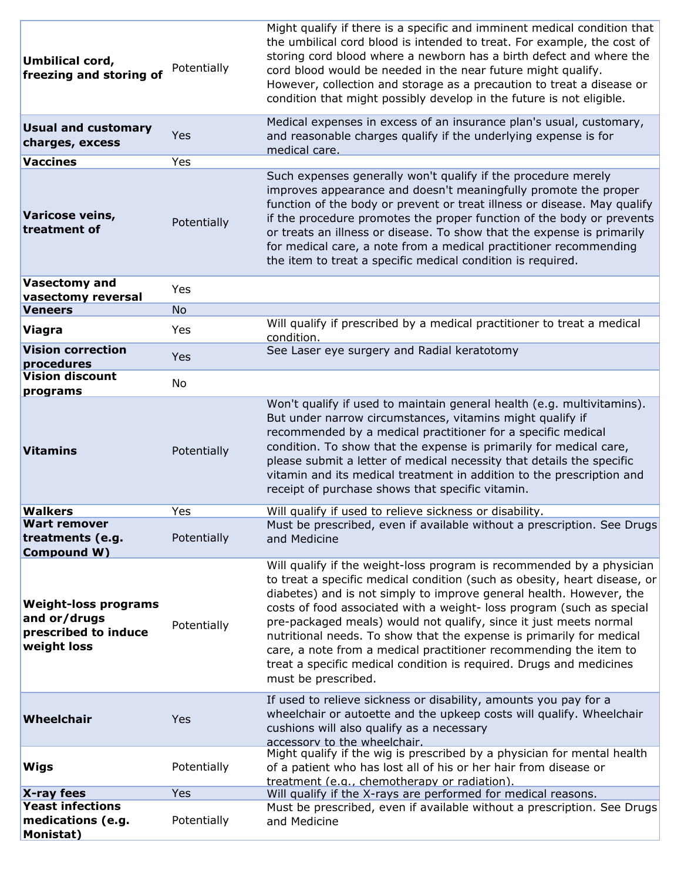| | | |
|---|---|---|
| **Umbilical cord, freezing and storing of** | Potentially | Might qualify if there is a specific and imminent medical condition that the umbilical cord blood is intended to treat. For example, the cost of storing cord blood where a newborn has a birth defect and where the cord blood would be needed in the near future might qualify. However, collection and storage as a precaution to treat a disease or condition that might possibly develop in the future is not eligible. |
| **Usual and customary charges, excess** | Yes | Medical expenses in excess of an insurance plan's usual, customary, and reasonable charges qualify if the underlying expense is for medical care. |
| **Vaccines** | Yes | |
| **Varicose veins, treatment of** | Potentially | Such expenses generally won't qualify if the procedure merely improves appearance and doesn't meaningfully promote the proper function of the body or prevent or treat illness or disease. May qualify if the procedure promotes the proper function of the body or prevents or treats an illness or disease. To show that the expense is primarily for medical care, a note from a medical practitioner recommending the item to treat a specific medical condition is required. |
| **Vasectomy and vasectomy reversal** | Yes | |
| **Veneers** | No | |
| **Viagra** | Yes | Will qualify if prescribed by a medical practitioner to treat a medical condition. |
| **Vision correction procedures** | Yes | See Laser eye surgery and Radial keratotomy |
| **Vision discount programs** | No | |
| **Vitamins** | Potentially | Won't qualify if used to maintain general health (e.g. multivitamins). But under narrow circumstances, vitamins might qualify if recommended by a medical practitioner for a specific medical condition. To show that the expense is primarily for medical care, please submit a letter of medical necessity that details the specific vitamin and its medical treatment in addition to the prescription and receipt of purchase shows that specific vitamin. |
| **Walkers** | Yes | Will qualify if used to relieve sickness or disability. |
| **Wart remover treatments (e.g. Compound W)** | Potentially | Must be prescribed, even if available without a prescription. See Drugs and Medicine |
| **Weight-loss programs and or/drugs prescribed to induce weight loss** | Potentially | Will qualify if the weight-loss program is recommended by a physician to treat a specific medical condition (such as obesity, heart disease, or diabetes) and is not simply to improve general health. However, the costs of food associated with a weight- loss program (such as special pre-packaged meals) would not qualify, since it just meets normal nutritional needs. To show that the expense is primarily for medical care, a note from a medical practitioner recommending the item to treat a specific medical condition is required. Drugs and medicines must be prescribed. |
| **Wheelchair** | Yes | If used to relieve sickness or disability, amounts you pay for a wheelchair or autoette and the upkeep costs will qualify. Wheelchair cushions will also qualify as a necessary accessory to the wheelchair. |
| **Wigs** | Potentially | Might qualify if the wig is prescribed by a physician for mental health of a patient who has lost all of his or her hair from disease or treatment (e.g., chemotherapy or radiation). |
| **X-ray fees** | Yes | Will qualify if the X-rays are performed for medical reasons. |
| **Yeast infections medications (e.g. Monistat)** | Potentially | Must be prescribed, even if available without a prescription. See Drugs and Medicine |